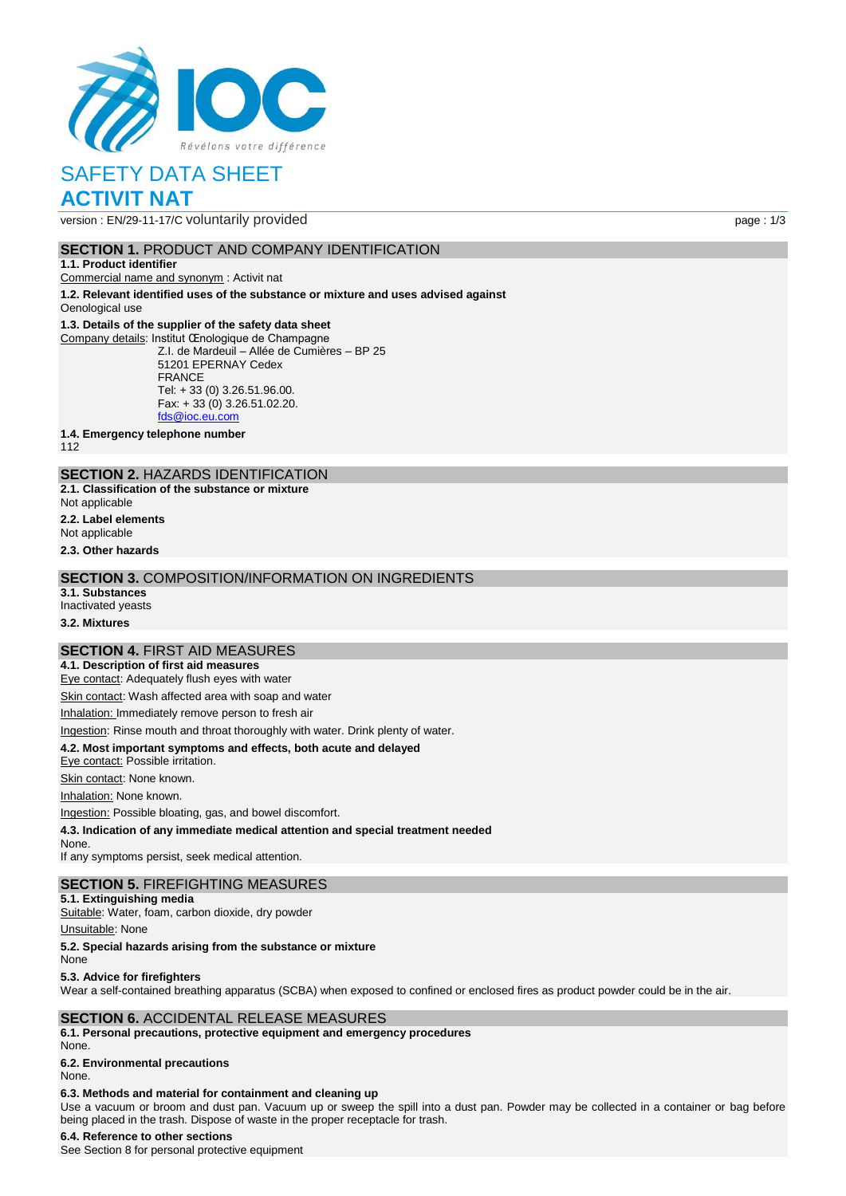# SAFETY DATA SHEET

# ACTIVIT NAT

version : EN/29-11-17/C voluntarily provided

## SECTION 1. PRODUCT AND COMPANY IDENTIFICATION

**1.1. Product identifier**

Commercial name and synonym : Activit nat

**1.2. Relevant identified uses of the substance or mixture and uses advised against**

Oenological use

**1.3. Details of the supplier of the safety data sheet**

Company details: Institut Œnologique de Champagne
Z.I. de Mardeuil – Allée de Cumières – BP 25
51201 EPERNAY Cedex
FRANCE
Tel: + 33 (0) 3.26.51.96.00.
Fax: + 33 (0) 3.26.51.02.20.
fds@ioc.eu.com

**1.4. Emergency telephone number**

112

## SECTION 2. HAZARDS IDENTIFICATION

**2.1. Classification of the substance or mixture**

Not applicable

**2.2. Label elements**

Not applicable

**2.3. Other hazards**

## SECTION 3. COMPOSITION/INFORMATION ON INGREDIENTS

**3.1. Substances**

Inactivated yeasts

**3.2. Mixtures**

## SECTION 4. FIRST AID MEASURES

**4.1. Description of first aid measures**

Eye contact: Adequately flush eyes with water

Skin contact: Wash affected area with soap and water

Inhalation: Immediately remove person to fresh air

Ingestion: Rinse mouth and throat thoroughly with water. Drink plenty of water.

**4.2. Most important symptoms and effects, both acute and delayed**

Eye contact: Possible irritation.

Skin contact: None known.

Inhalation: None known.

Ingestion: Possible bloating, gas, and bowel discomfort.

**4.3. Indication of any immediate medical attention and special treatment needed**

None.

If any symptoms persist, seek medical attention.

## SECTION 5. FIREFIGHTING MEASURES

**5.1. Extinguishing media**

Suitable: Water, foam, carbon dioxide, dry powder

Unsuitable: None

**5.2. Special hazards arising from the substance or mixture**

None

**5.3. Advice for firefighters**

Wear a self-contained breathing apparatus (SCBA) when exposed to confined or enclosed fires as product powder could be in the air.

## SECTION 6. ACCIDENTAL RELEASE MEASURES

**6.1. Personal precautions, protective equipment and emergency procedures**

None.

**6.2. Environmental precautions**

None.

**6.3. Methods and material for containment and cleaning up**

Use a vacuum or broom and dust pan. Vacuum up or sweep the spill into a dust pan. Powder may be collected in a container or bag before being placed in the trash. Dispose of waste in the proper receptacle for trash.

**6.4. Reference to other sections**

See Section 8 for personal protective equipment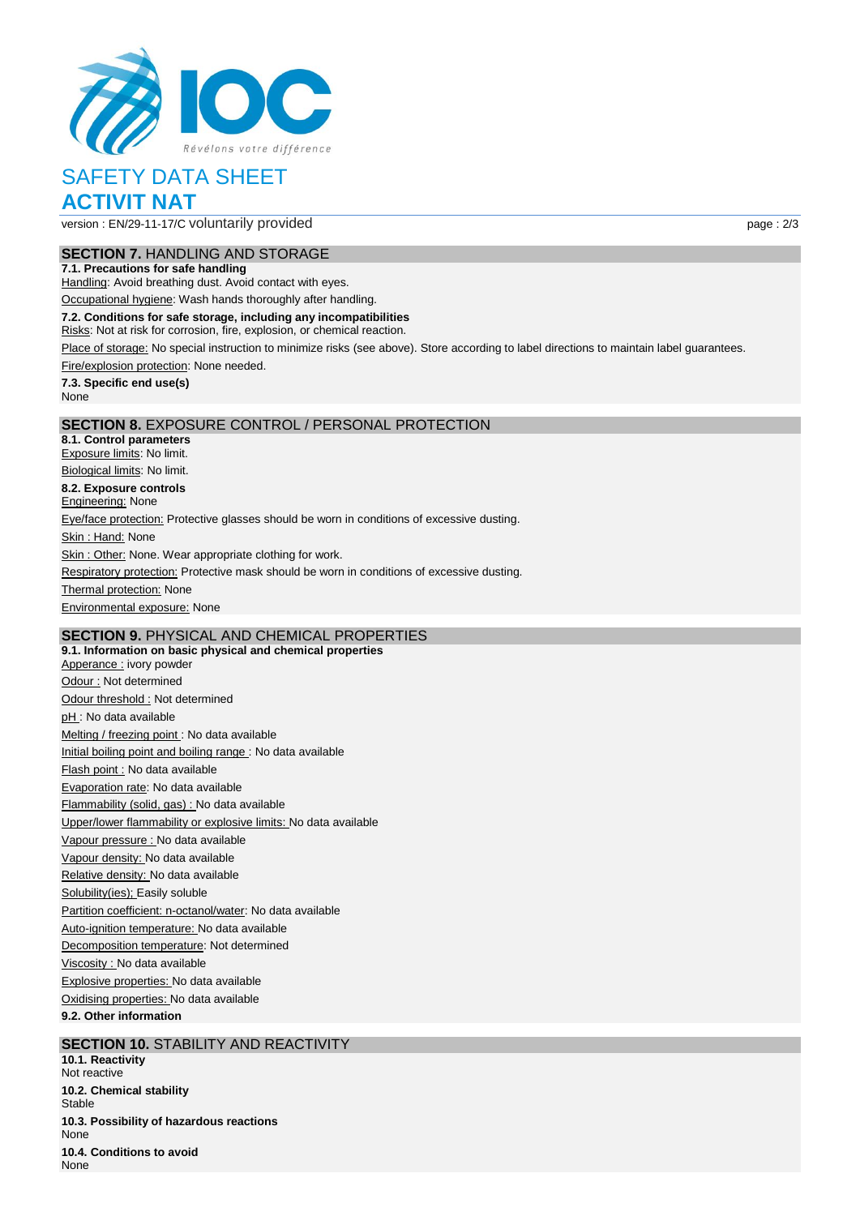# SAFETY DATA SHEET

# ACTIVIT NAT

version : EN/29-11-17/C voluntarily provided

## SECTION 7. HANDLING AND STORAGE

**7.1. Precautions for safe handling**

Handling: Avoid breathing dust. Avoid contact with eyes.

Occupational hygiene: Wash hands thoroughly after handling.

**7.2. Conditions for safe storage, including any incompatibilities**

Risks: Not at risk for corrosion, fire, explosion, or chemical reaction.

Place of storage: No special instruction to minimize risks (see above). Store according to label directions to maintain label guarantees.

Fire/explosion protection: None needed.

**7.3. Specific end use(s)**

None

## SECTION 8. EXPOSURE CONTROL / PERSONAL PROTECTION

**8.1. Control parameters**

Exposure limits: No limit.

Biological limits: No limit.

**8.2. Exposure controls**

Engineering: None

Eye/face protection: Protective glasses should be worn in conditions of excessive dusting.

Skin : Hand: None

Skin : Other: None. Wear appropriate clothing for work.

Respiratory protection: Protective mask should be worn in conditions of excessive dusting.

Thermal protection: None

Environmental exposure: None

## SECTION 9. PHYSICAL AND CHEMICAL PROPERTIES

**9.1. Information on basic physical and chemical properties**

Apperance : ivory powder

Odour : Not determined

Odour threshold : Not determined

pH : No data available

Melting / freezing point : No data available

Initial boiling point and boiling range : No data available

Flash point : No data available

Evaporation rate: No data available

Flammability (solid, gas) : No data available

Upper/lower flammability or explosive limits: No data available

Vapour pressure : No data available

Vapour density: No data available

Relative density: No data available

Solubility(ies); Easily soluble

Partition coefficient: n-octanol/water: No data available

Auto-ignition temperature: No data available

Decomposition temperature: Not determined

Viscosity : No data available

Explosive properties: No data available

Oxidising properties: No data available

**9.2. Other information**

## SECTION 10. STABILITY AND REACTIVITY

**10.1. Reactivity**

Not reactive

**10.2. Chemical stability**

Stable

**10.3. Possibility of hazardous reactions**

None

**10.4. Conditions to avoid**

None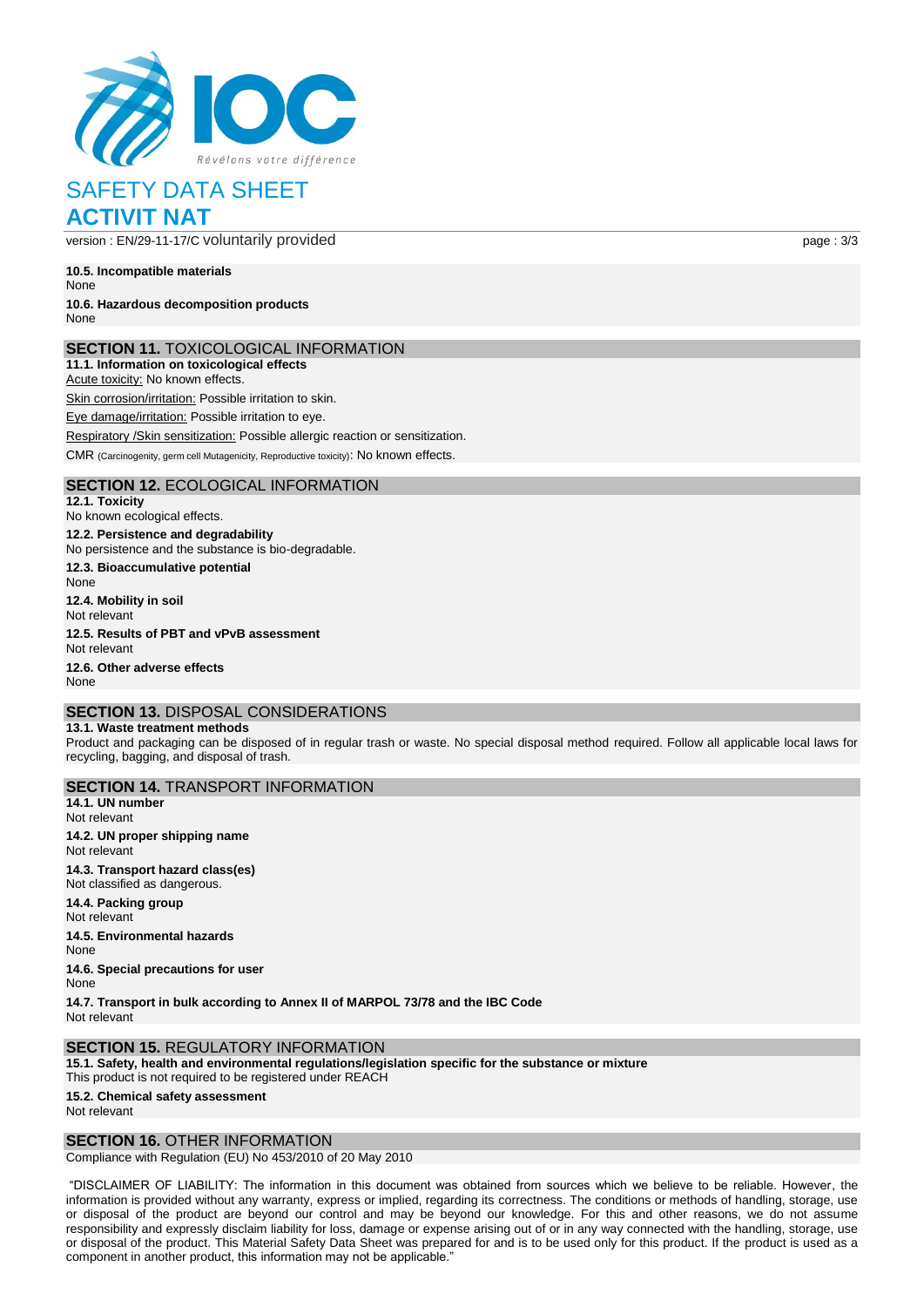# SAFETY DATA SHEET

## ACTIVIT NAT

version : EN/29-11-17/C voluntarily provided

**10.5. Incompatible materials**
None

**10.6. Hazardous decomposition products**
None

## SECTION 11. TOXICOLOGICAL INFORMATION

**11.1. Information on toxicological effects**

Acute toxicity: No known effects.

Skin corrosion/irritation: Possible irritation to skin.

Eye damage/irritation: Possible irritation to eye.

Respiratory /Skin sensitization: Possible allergic reaction or sensitization.

CMR (Carcinogenity, germ cell Mutagenicity, Reproductive toxicity): No known effects.

## SECTION 12. ECOLOGICAL INFORMATION

**12.1. Toxicity**
No known ecological effects.

**12.2. Persistence and degradability**
No persistence and the substance is bio-degradable.

**12.3. Bioaccumulative potential**
None

**12.4. Mobility in soil**
Not relevant

**12.5. Results of PBT and vPvB assessment**
Not relevant

**12.6. Other adverse effects**
None

## SECTION 13. DISPOSAL CONSIDERATIONS

**13.1. Waste treatment methods**
Product and packaging can be disposed of in regular trash or waste. No special disposal method required. Follow all applicable local laws for recycling, bagging, and disposal of trash.

## SECTION 14. TRANSPORT INFORMATION

**14.1. UN number**
Not relevant

**14.2. UN proper shipping name**
Not relevant

**14.3. Transport hazard class(es)**
Not classified as dangerous.

**14.4. Packing group**
Not relevant

**14.5. Environmental hazards**
None

**14.6. Special precautions for user**
None

**14.7. Transport in bulk according to Annex II of MARPOL 73/78 and the IBC Code**
Not relevant

## SECTION 15. REGULATORY INFORMATION

**15.1. Safety, health and environmental regulations/legislation specific for the substance or mixture**
This product is not required to be registered under REACH

**15.2. Chemical safety assessment**
Not relevant

## SECTION 16. OTHER INFORMATION

Compliance with Regulation (EU) No 453/2010 of 20 May 2010

"DISCLAIMER OF LIABILITY: The information in this document was obtained from sources which we believe to be reliable. However, the information is provided without any warranty, express or implied, regarding its correctness. The conditions or methods of handling, storage, use or disposal of the product are beyond our control and may be beyond our knowledge. For this and other reasons, we do not assume responsibility and expressly disclaim liability for loss, damage or expense arising out of or in any way connected with the handling, storage, use or disposal of the product. This Material Safety Data Sheet was prepared for and is to be used only for this product. If the product is used as a component in another product, this information may not be applicable."